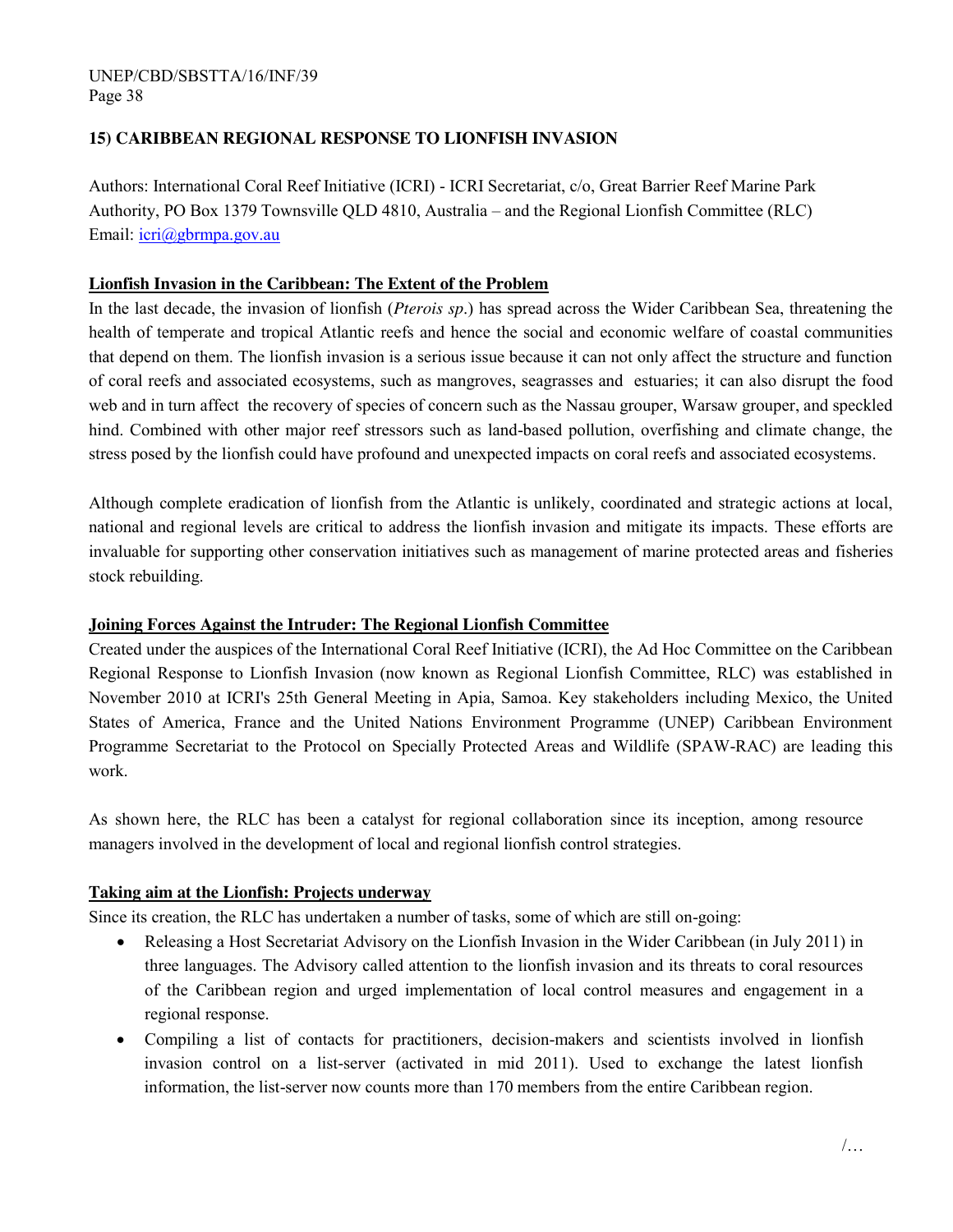## 15) CARIBBEAN REGIONAL RESPONSE TO LIONFISH INVASION

Authors: International Coral Reef Initiative (ICRI) - ICRI Secretariat, c/o, Great Barrier Reef Marine Park Authority, PO Box 1379 Townsville QLD 4810, Australia – and the Regional Lionfish Committee (RLC)
Email: icri@gbrmpa.gov.au

### Lionfish Invasion in the Caribbean: The Extent of the Problem

In the last decade, the invasion of lionfish (*Pterois sp.*) has spread across the Wider Caribbean Sea, threatening the health of temperate and tropical Atlantic reefs and hence the social and economic welfare of coastal communities that depend on them. The lionfish invasion is a serious issue because it can not only affect the structure and function of coral reefs and associated ecosystems, such as mangroves, seagrasses and estuaries; it can also disrupt the food web and in turn affect the recovery of species of concern such as the Nassau grouper, Warsaw grouper, and speckled hind. Combined with other major reef stressors such as land-based pollution, overfishing and climate change, the stress posed by the lionfish could have profound and unexpected impacts on coral reefs and associated ecosystems.

Although complete eradication of lionfish from the Atlantic is unlikely, coordinated and strategic actions at local, national and regional levels are critical to address the lionfish invasion and mitigate its impacts. These efforts are invaluable for supporting other conservation initiatives such as management of marine protected areas and fisheries stock rebuilding.

### Joining Forces Against the Intruder: The Regional Lionfish Committee

Created under the auspices of the International Coral Reef Initiative (ICRI), the Ad Hoc Committee on the Caribbean Regional Response to Lionfish Invasion (now known as Regional Lionfish Committee, RLC) was established in November 2010 at ICRI's 25th General Meeting in Apia, Samoa. Key stakeholders including Mexico, the United States of America, France and the United Nations Environment Programme (UNEP) Caribbean Environment Programme Secretariat to the Protocol on Specially Protected Areas and Wildlife (SPAW-RAC) are leading this work.

As shown here, the RLC has been a catalyst for regional collaboration since its inception, among resource managers involved in the development of local and regional lionfish control strategies.

### Taking aim at the Lionfish: Projects underway

Since its creation, the RLC has undertaken a number of tasks, some of which are still on-going:

- Releasing a Host Secretariat Advisory on the Lionfish Invasion in the Wider Caribbean (in July 2011) in three languages. The Advisory called attention to the lionfish invasion and its threats to coral resources of the Caribbean region and urged implementation of local control measures and engagement in a regional response.
- Compiling a list of contacts for practitioners, decision-makers and scientists involved in lionfish invasion control on a list-server (activated in mid 2011). Used to exchange the latest lionfish information, the list-server now counts more than 170 members from the entire Caribbean region.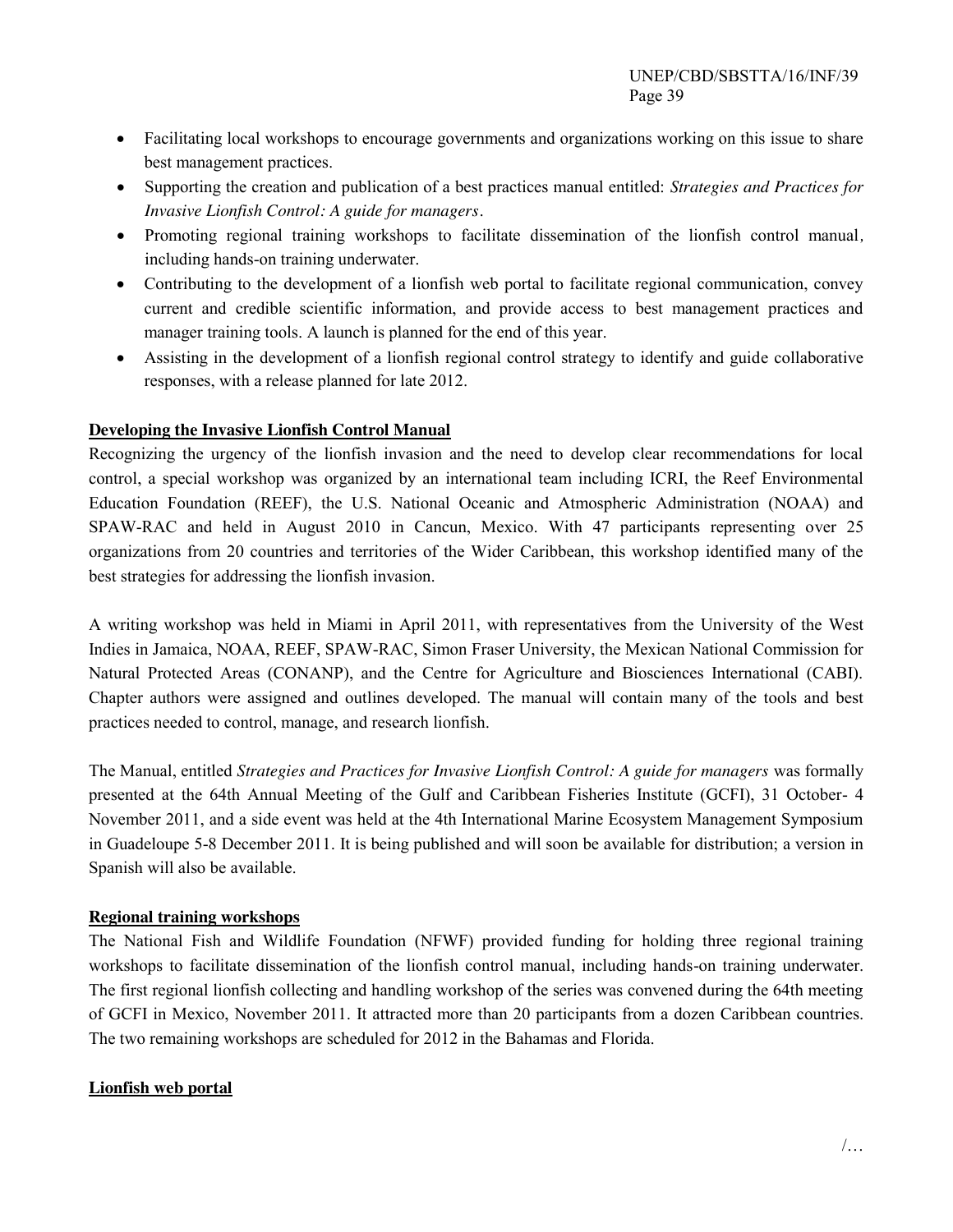- Facilitating local workshops to encourage governments and organizations working on this issue to share best management practices.
- Supporting the creation and publication of a best practices manual entitled: *Strategies and Practices for Invasive Lionfish Control: A guide for managers*.
- Promoting regional training workshops to facilitate dissemination of the lionfish control manual, including hands-on training underwater.
- Contributing to the development of a lionfish web portal to facilitate regional communication, convey current and credible scientific information, and provide access to best management practices and manager training tools. A launch is planned for the end of this year.
- Assisting in the development of a lionfish regional control strategy to identify and guide collaborative responses, with a release planned for late 2012.

**Developing the Invasive Lionfish Control Manual**

Recognizing the urgency of the lionfish invasion and the need to develop clear recommendations for local control, a special workshop was organized by an international team including ICRI, the Reef Environmental Education Foundation (REEF), the U.S. National Oceanic and Atmospheric Administration (NOAA) and SPAW-RAC and held in August 2010 in Cancun, Mexico. With 47 participants representing over 25 organizations from 20 countries and territories of the Wider Caribbean, this workshop identified many of the best strategies for addressing the lionfish invasion.

A writing workshop was held in Miami in April 2011, with representatives from the University of the West Indies in Jamaica, NOAA, REEF, SPAW-RAC, Simon Fraser University, the Mexican National Commission for Natural Protected Areas (CONANP), and the Centre for Agriculture and Biosciences International (CABI). Chapter authors were assigned and outlines developed. The manual will contain many of the tools and best practices needed to control, manage, and research lionfish.

The Manual, entitled *Strategies and Practices for Invasive Lionfish Control: A guide for managers* was formally presented at the 64th Annual Meeting of the Gulf and Caribbean Fisheries Institute (GCFI), 31 October- 4 November 2011, and a side event was held at the 4th International Marine Ecosystem Management Symposium in Guadeloupe 5-8 December 2011. It is being published and will soon be available for distribution; a version in Spanish will also be available.

**Regional training workshops**

The National Fish and Wildlife Foundation (NFWF) provided funding for holding three regional training workshops to facilitate dissemination of the lionfish control manual, including hands-on training underwater. The first regional lionfish collecting and handling workshop of the series was convened during the 64th meeting of GCFI in Mexico, November 2011. It attracted more than 20 participants from a dozen Caribbean countries. The two remaining workshops are scheduled for 2012 in the Bahamas and Florida.

**Lionfish web portal**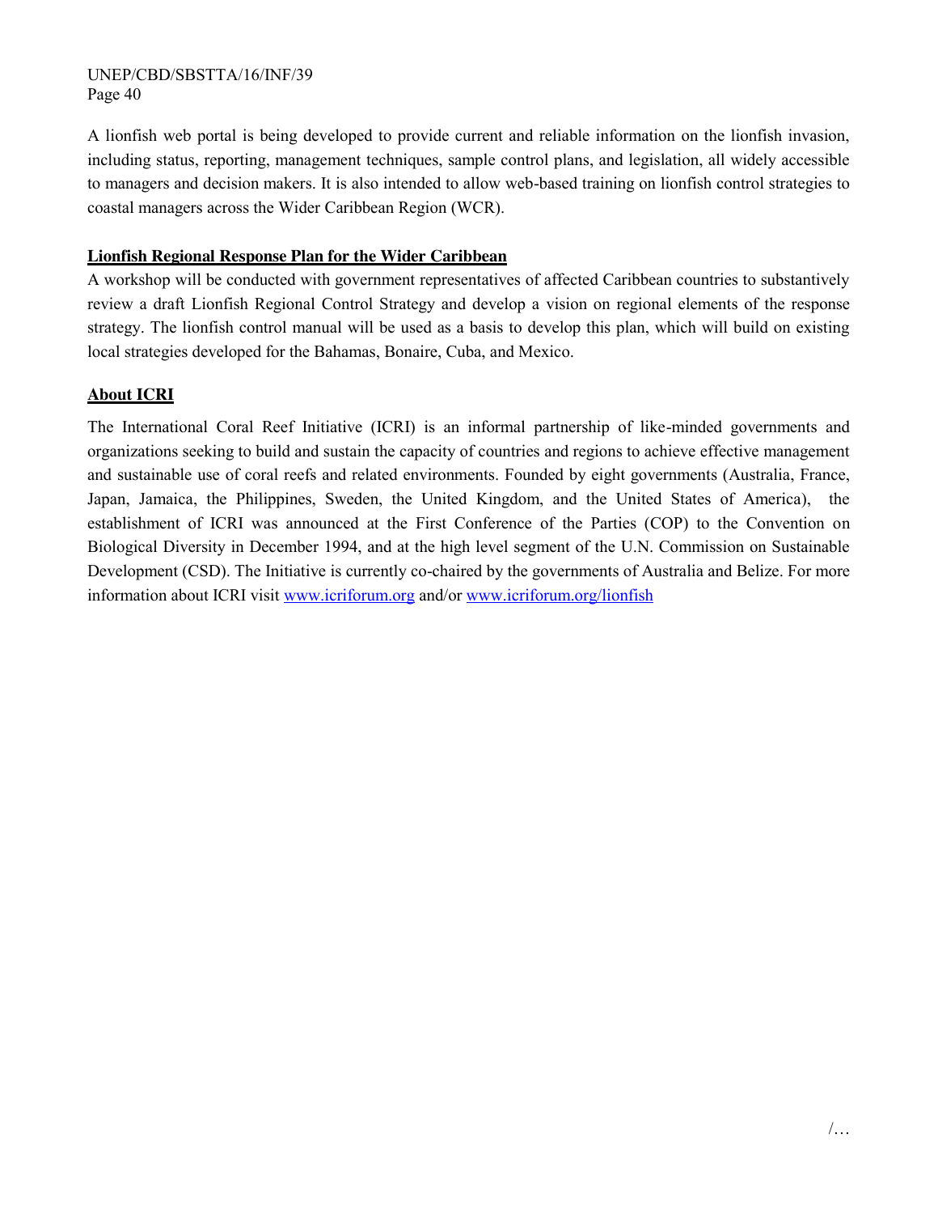A lionfish web portal is being developed to provide current and reliable information on the lionfish invasion, including status, reporting, management techniques, sample control plans, and legislation, all widely accessible to managers and decision makers. It is also intended to allow web-based training on lionfish control strategies to coastal managers across the Wider Caribbean Region (WCR).

**Lionfish Regional Response Plan for the Wider Caribbean**

A workshop will be conducted with government representatives of affected Caribbean countries to substantively review a draft Lionfish Regional Control Strategy and develop a vision on regional elements of the response strategy. The lionfish control manual will be used as a basis to develop this plan, which will build on existing local strategies developed for the Bahamas, Bonaire, Cuba, and Mexico.

**About ICRI**

The International Coral Reef Initiative (ICRI) is an informal partnership of like-minded governments and organizations seeking to build and sustain the capacity of countries and regions to achieve effective management and sustainable use of coral reefs and related environments. Founded by eight governments (Australia, France, Japan, Jamaica, the Philippines, Sweden, the United Kingdom, and the United States of America), the establishment of ICRI was announced at the First Conference of the Parties (COP) to the Convention on Biological Diversity in December 1994, and at the high level segment of the U.N. Commission on Sustainable Development (CSD). The Initiative is currently co-chaired by the governments of Australia and Belize. For more information about ICRI visit www.icriforum.org and/or www.icriforum.org/lionfish